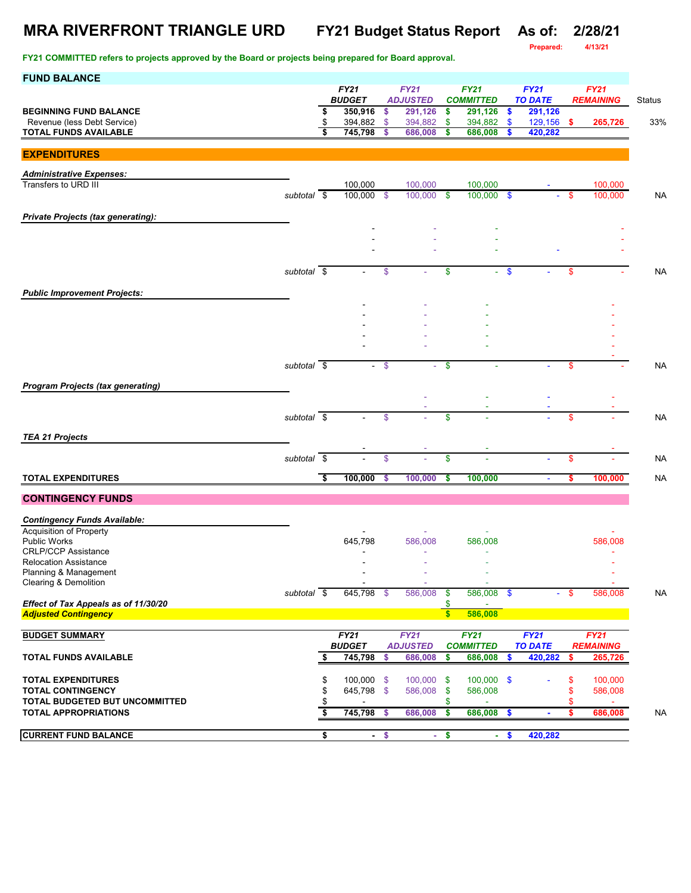# MRA RIVERFRONT TRIANGLE URD — FY21 Budget Status Report — As of: 2/28/21

Prepared: 4/13/21

**FY21 COMMITTED refers to projects approved by the Board or projects being prepared for Board approval.**

## FUND BALANCE

| | FY21 BUDGET | FY21 ADJUSTED | FY21 COMMITTED | FY21 TO DATE | FY21 REMAINING | Status |
|---|---|---|---|---|---|---|
| **BEGINNING FUND BALANCE** | $ 350,916 | $ 291,126 | $ 291,126 | $ 291,126 | | |
| Revenue (less Debt Service) | $ 394,882 | $ 394,882 | $ 394,882 | $ 129,156 | $ 265,726 | 33% |
| **TOTAL FUNDS AVAILABLE** | $ 745,798 | $ 686,008 | $ 686,008 | $ 420,282 | | |

## EXPENDITURES

| | FY21 BUDGET | FY21 ADJUSTED | FY21 COMMITTED | FY21 TO DATE | FY21 REMAINING | Status |
|---|---|---|---|---|---|---|
| ***Administrative Expenses:*** | | | | | | |
| Transfers to URD III | 100,000 | 100,000 | 100,000 | - | 100,000 | |
| subtotal | $ 100,000 | $ 100,000 | $ 100,000 | $ - | $ 100,000 | NA |
| ***Private Projects (tax generating):*** | | | | | | |
| | - | - | - | | - | |
| | - | - | - | | - | |
| | - | - | - | - | - | |
| subtotal | $ - | $ - | $ - | $ - | $ - | NA |
| ***Public Improvement Projects:*** | | | | | | |
| | - | - | - | | - | |
| | - | - | - | | - | |
| | - | - | - | | - | |
| | - | - | - | | - | |
| | - | - | - | | - | |
| | | | | | - | |
| subtotal | $ - | $ - | $ - | - | $ - | NA |
| ***Program Projects (tax generating)*** | | | | | | |
| | | - | - | - | - | |
| | | - | - | - | - | |
| subtotal | $ - | $ - | $ - | - | $ - | NA |
| ***TEA 21 Projects*** | | | | | | |
| | - | - | - | | - | |
| subtotal | $ - | $ - | $ - | - | $ - | NA |
| **TOTAL EXPENDITURES** | $ 100,000 | $ 100,000 | $ 100,000 | - | $ 100,000 | NA |

## CONTINGENCY FUNDS

| | FY21 BUDGET | FY21 ADJUSTED | FY21 COMMITTED | FY21 TO DATE | FY21 REMAINING | Status |
|---|---|---|---|---|---|---|
| ***Contingency Funds Available:*** | | | | | | |
| Acquisition of Property | - | - | - | | - | |
| Public Works | 645,798 | 586,008 | 586,008 | | 586,008 | |
| CRLP/CCP Assistance | - | - | - | | - | |
| Relocation Assistance | - | - | - | | - | |
| Planning & Management | - | - | - | | - | |
| Clearing & Demolition | - | - | - | | - | |
| subtotal | $ 645,798 | $ 586,008 | $ 586,008 | $ - | $ 586,008 | NA |
| ***Effect of Tax Appeals as of 11/30/20*** | | | $ - | | | |
| ***Adjusted Contingency*** | | | $ 586,008 | | | |

## BUDGET SUMMARY

| | FY21 BUDGET | FY21 ADJUSTED | FY21 COMMITTED | FY21 TO DATE | FY21 REMAINING | Status |
|---|---|---|---|---|---|---|
| **TOTAL FUNDS AVAILABLE** | $ 745,798 | $ 686,008 | $ 686,008 | $ 420,282 | $ 265,726 | |
| **TOTAL EXPENDITURES** | $ 100,000 | $ 100,000 | $ 100,000 | $ - | $ 100,000 | |
| **TOTAL CONTINGENCY** | $ 645,798 | $ 586,008 | $ 586,008 | | $ 586,008 | |
| **TOTAL BUDGETED BUT UNCOMMITTED** | $ - | | $ - | | $ - | |
| **TOTAL APPROPRIATIONS** | $ 745,798 | $ 686,008 | $ 686,008 | $ - | $ 686,008 | NA |
| **CURRENT FUND BALANCE** | $ - | $ - | $ - | $ 420,282 | | |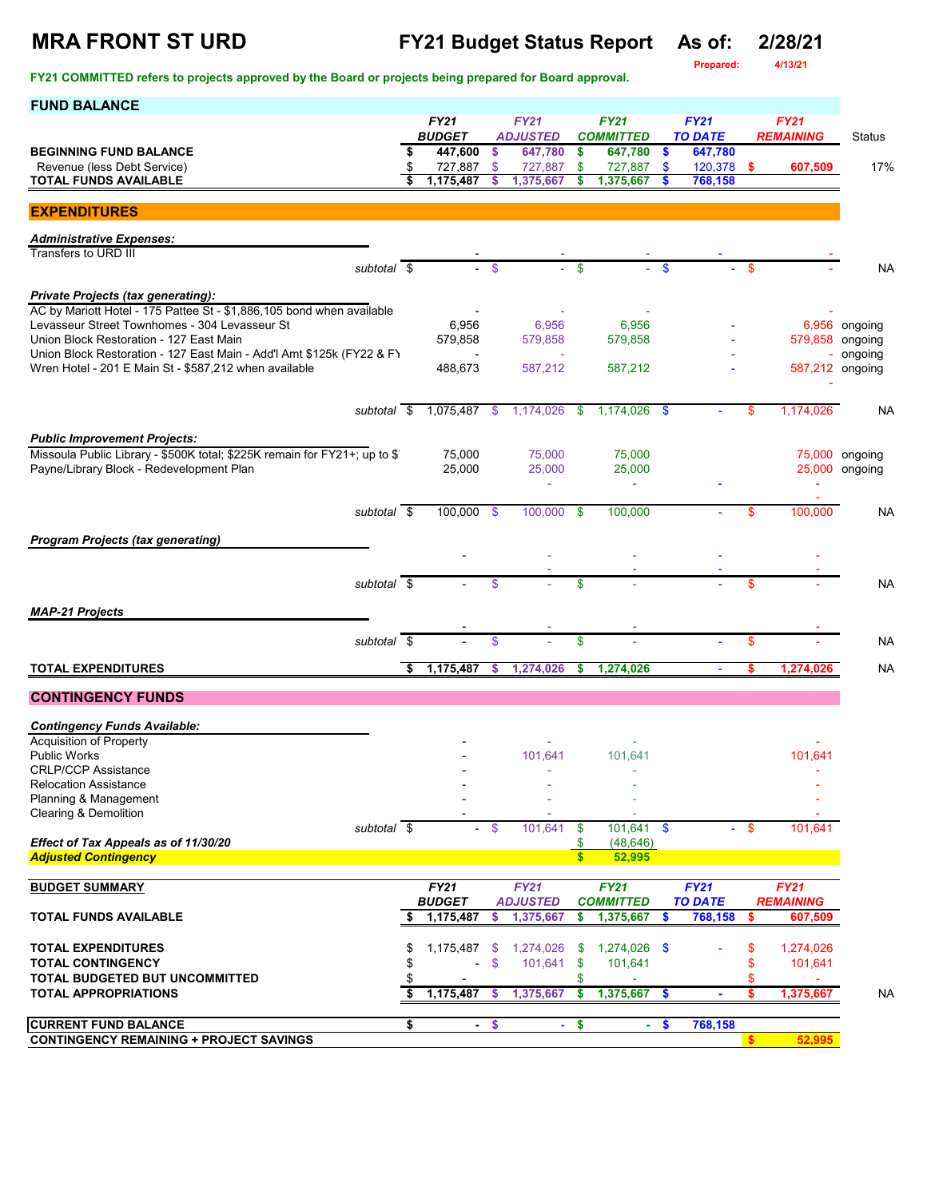# MRA FRONT ST URD

**FY21 Budget Status Report** **As of: 2/28/21**

Prepared: 4/13/21

**FY21 COMMITTED refers to projects approved by the Board or projects being prepared for Board approval.**

## FUND BALANCE

| | FY21 BUDGET | FY21 ADJUSTED | FY21 COMMITTED | FY21 TO DATE | FY21 REMAINING | Status |
|---|---|---|---|---|---|---|
| **BEGINNING FUND BALANCE** | **$ 447,600** | **$ 647,780** | **$ 647,780** | **$ 647,780** | | |
| Revenue (less Debt Service) | $ 727,887 | $ 727,887 | $ 727,887 | $ 120,378 | **$ 607,509** | 17% |
| **TOTAL FUNDS AVAILABLE** | **$ 1,175,487** | **$ 1,375,667** | **$ 1,375,667** | **$ 768,158** | | |

## EXPENDITURES

| | FY21 BUDGET | FY21 ADJUSTED | FY21 COMMITTED | FY21 TO DATE | FY21 REMAINING | Status |
|---|---|---|---|---|---|---|
| ***Administrative Expenses:*** | | | | | | |
| Transfers to URD III | - | - | - | - | - | |
| *subtotal* | $ - | $ - | $ - | $ - | $ - | NA |
| ***Private Projects (tax generating):*** | | | | | | |
| AC by Mariott Hotel - 175 Pattee St - $1,886,105 bond when available | - | - | - | | - | |
| Levasseur Street Townhomes - 304 Levasseur St | 6,956 | 6,956 | 6,956 | - | 6,956 | ongoing |
| Union Block Restoration - 127 East Main | 579,858 | 579,858 | 579,858 | - | 579,858 | ongoing |
| Union Block Restoration - 127 East Main - Add'l Amt $125k (FY22 & FY | - | - | - | - | - | ongoing |
| Wren Hotel - 201 E Main St - $587,212 when available | 488,673 | 587,212 | 587,212 | - | 587,212 | ongoing |
| | | | | | - | |
| *subtotal* | $ 1,075,487 | $ 1,174,026 | $ 1,174,026 | $ - | $ 1,174,026 | NA |
| ***Public Improvement Projects:*** | | | | | | |
| Missoula Public Library - $500K total; $225K remain for FY21+; up to $ | 75,000 | 75,000 | 75,000 | | 75,000 | ongoing |
| Payne/Library Block - Redevelopment Plan | 25,000 | 25,000 | 25,000 | | 25,000 | ongoing |
| | | - | - | - | - | |
| | | | | | - | |
| *subtotal* | $ 100,000 | $ 100,000 | $ 100,000 | - | $ 100,000 | NA |
| ***Program Projects (tax generating)*** | | | | | | |
| | - | - | - | - | - | |
| | | - | - | - | - | |
| *subtotal* | $ - | $ - | $ - | - | $ - | NA |
| ***MAP-21 Projects*** | | | | | | |
| | - | - | - | | - | |
| *subtotal* | $ - | $ - | $ - | - | $ - | NA |
| **TOTAL EXPENDITURES** | **$ 1,175,487** | **$ 1,274,026** | **$ 1,274,026** | **-** | **$ 1,274,026** | NA |

## CONTINGENCY FUNDS

| | FY21 BUDGET | FY21 ADJUSTED | FY21 COMMITTED | FY21 TO DATE | FY21 REMAINING | Status |
|---|---|---|---|---|---|---|
| ***Contingency Funds Available:*** | | | | | | |
| Acquisition of Property | - | - | - | | - | |
| Public Works | - | 101,641 | 101,641 | | 101,641 | |
| CRLP/CCP Assistance | - | - | - | | - | |
| Relocation Assistance | - | - | - | | - | |
| Planning & Management | - | - | - | | - | |
| Clearing & Demolition | - | - | - | | - | |
| *subtotal* | $ - | $ 101,641 | $ 101,641 | $ - | $ 101,641 | |
| ***Effect of Tax Appeals as of 11/30/20*** | | | $ (48,646) | | | |
| ***Adjusted Contingency*** | | | **$ 52,995** | | | |

## BUDGET SUMMARY

| | FY21 BUDGET | FY21 ADJUSTED | FY21 COMMITTED | FY21 TO DATE | FY21 REMAINING | |
|---|---|---|---|---|---|---|
| **TOTAL FUNDS AVAILABLE** | **$ 1,175,487** | **$ 1,375,667** | **$ 1,375,667** | **$ 768,158** | **$ 607,509** | |
| **TOTAL EXPENDITURES** | $ 1,175,487 | $ 1,274,026 | $ 1,274,026 | $ - | $ 1,274,026 | |
| **TOTAL CONTINGENCY** | $ - | $ 101,641 | $ 101,641 | | $ 101,641 | |
| **TOTAL BUDGETED BUT UNCOMMITTED** | $ - | | $ - | | $ - | |
| **TOTAL APPROPRIATIONS** | **$ 1,175,487** | **$ 1,375,667** | **$ 1,375,667** | **$ -** | **$ 1,375,667** | NA |
| **CURRENT FUND BALANCE** | **$ -** | **$ -** | **$ -** | **$ 768,158** | | |
| **CONTINGENCY REMAINING + PROJECT SAVINGS** | | | | | **$ 52,995** | |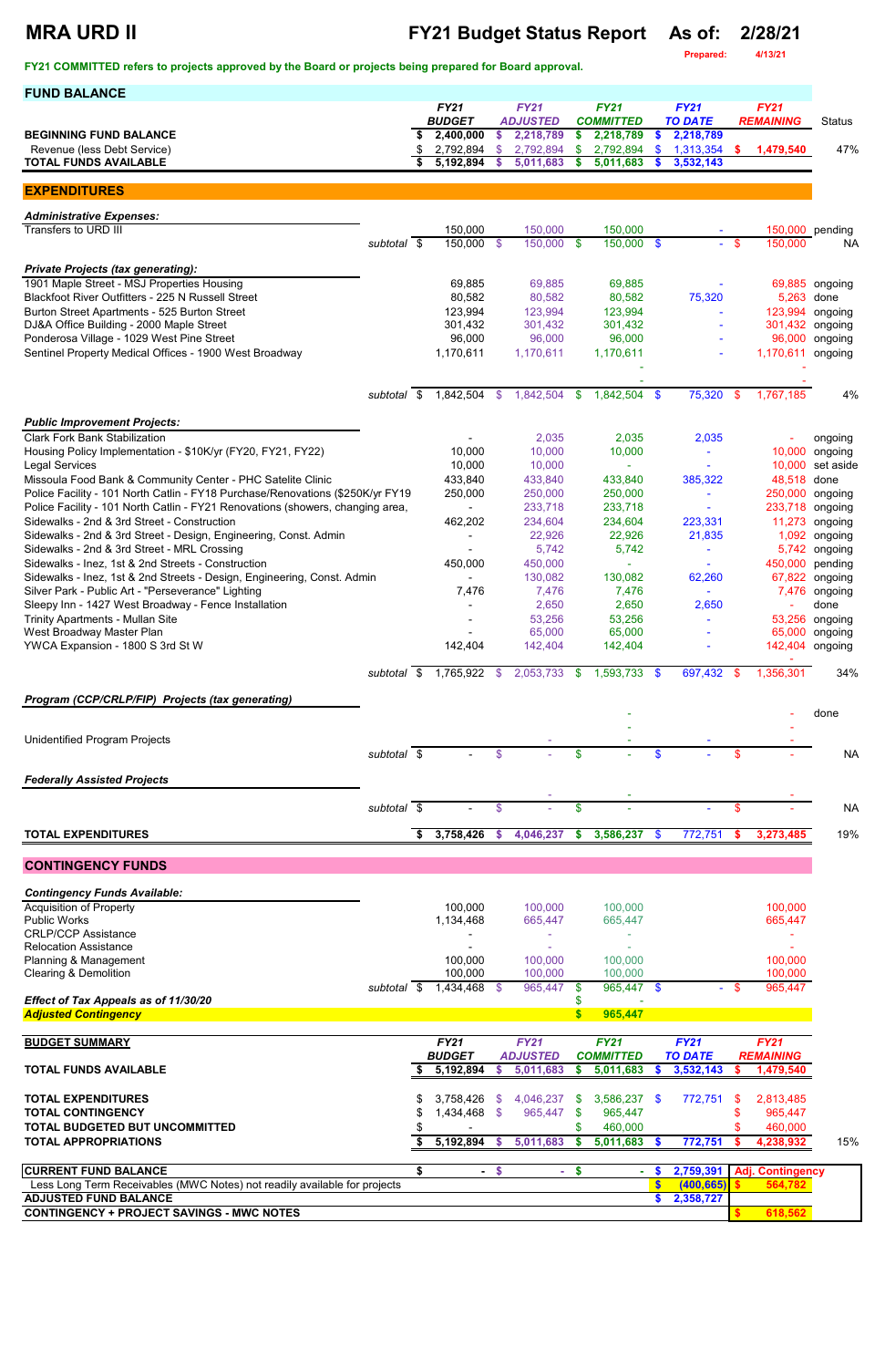# MRA URD II

## FY21 Budget Status Report

**As of: 2/28/21**

Prepared: 4/13/21

**FY21 COMMITTED refers to projects approved by the Board or projects being prepared for Board approval.**

## FUND BALANCE

| | | FY21 BUDGET | FY21 ADJUSTED | FY21 COMMITTED | FY21 TO DATE | FY21 REMAINING | Status |
|---|---|---|---|---|---|---|---|
| **BEGINNING FUND BALANCE** | | $ 2,400,000 | $ 2,218,789 | $ 2,218,789 | $ 2,218,789 | | |
| Revenue (less Debt Service) | | $ 2,792,894 | $ 2,792,894 | $ 2,792,894 | $ 1,313,354 | $ 1,479,540 | 47% |
| **TOTAL FUNDS AVAILABLE** | | $ 5,192,894 | $ 5,011,683 | $ 5,011,683 | $ 3,532,143 | | |

## EXPENDITURES

| | | FY21 BUDGET | FY21 ADJUSTED | FY21 COMMITTED | FY21 TO DATE | FY21 REMAINING | Status |
|---|---|---|---|---|---|---|---|
| ***Administrative Expenses:*** | | | | | | | |
| Transfers to URD III | | 150,000 | 150,000 | 150,000 | - | 150,000 | pending |
| | subtotal | $ 150,000 | $ 150,000 | $ 150,000 | $ - | $ 150,000 | NA |
| ***Private Projects (tax generating):*** | | | | | | | |
| 1901 Maple Street - MSJ Properties Housing | | 69,885 | 69,885 | 69,885 | - | 69,885 | ongoing |
| Blackfoot River Outfitters - 225 N Russell Street | | 80,582 | 80,582 | 80,582 | 75,320 | 5,263 | done |
| Burton Street Apartments - 525 Burton Street | | 123,994 | 123,994 | 123,994 | - | 123,994 | ongoing |
| DJ&A Office Building - 2000 Maple Street | | 301,432 | 301,432 | 301,432 | - | 301,432 | ongoing |
| Ponderosa Village - 1029 West Pine Street | | 96,000 | 96,000 | 96,000 | - | 96,000 | ongoing |
| Sentinel Property Medical Offices - 1900 West Broadway | | 1,170,611 | 1,170,611 | 1,170,611 | - | 1,170,611 | ongoing |
| | | | | - | | - | |
| | | | | - | | - | |
| | subtotal | $ 1,842,504 | $ 1,842,504 | $ 1,842,504 | $ 75,320 | $ 1,767,185 | 4% |
| ***Public Improvement Projects:*** | | | | | | | |
| Clark Fork Bank Stabilization | | - | 2,035 | 2,035 | 2,035 | - | ongoing |
| Housing Policy Implementation - $10K/yr (FY20, FY21, FY22) | | 10,000 | 10,000 | 10,000 | - | 10,000 | ongoing |
| Legal Services | | 10,000 | 10,000 | - | - | 10,000 | set aside |
| Missoula Food Bank & Community Center - PHC Satelite Clinic | | 433,840 | 433,840 | 433,840 | 385,322 | 48,518 | done |
| Police Facility - 101 North Catlin - FY18 Purchase/Renovations ($250K/yr FY19 | | 250,000 | 250,000 | 250,000 | - | 250,000 | ongoing |
| Police Facility - 101 North Catlin - FY21 Renovations (showers, changing area, | | - | 233,718 | 233,718 | - | 233,718 | ongoing |
| Sidewalks - 2nd & 3rd Street - Construction | | 462,202 | 234,604 | 234,604 | 223,331 | 11,273 | ongoing |
| Sidewalks - 2nd & 3rd Street - Design, Engineering, Const. Admin | | - | 22,926 | 22,926 | 21,835 | 1,092 | ongoing |
| Sidewalks - 2nd & 3rd Street - MRL Crossing | | - | 5,742 | 5,742 | - | 5,742 | ongoing |
| Sidewalks - Inez, 1st & 2nd Streets - Construction | | 450,000 | 450,000 | - | - | 450,000 | pending |
| Sidewalks - Inez, 1st & 2nd Streets - Design, Engineering, Const. Admin | | - | 130,082 | 130,082 | 62,260 | 67,822 | ongoing |
| Silver Park - Public Art - "Perseverance" Lighting | | 7,476 | 7,476 | 7,476 | - | 7,476 | ongoing |
| Sleepy Inn - 1427 West Broadway - Fence Installation | | - | 2,650 | 2,650 | 2,650 | - | done |
| Trinity Apartments - Mullan Site | | - | 53,256 | 53,256 | - | 53,256 | ongoing |
| West Broadway Master Plan | | - | 65,000 | 65,000 | - | 65,000 | ongoing |
| YWCA Expansion - 1800 S 3rd St W | | 142,404 | 142,404 | 142,404 | - | 142,404 | ongoing |
| | | | | | | - | |
| | subtotal | $ 1,765,922 | $ 2,053,733 | $ 1,593,733 | $ 697,432 | $ 1,356,301 | 34% |
| ***Program (CCP/CRLP/FIP) Projects (tax generating)*** | | | | | | | |
| | | | | - | | - | done |
| | | | | - | | | |
| Unidentified Program Projects | | | - | - | - | - | |
| | subtotal | $ - | $ - | $ - | $ - | $ - | NA |
| ***Federally Assisted Projects*** | | | | | | | |
| | | | - | - | | - | |
| | subtotal | $ - | $ - | $ - | - | $ - | NA |
| **TOTAL EXPENDITURES** | | $ 3,758,426 | $ 4,046,237 | $ 3,586,237 | $ 772,751 | $ 3,273,485 | 19% |

## CONTINGENCY FUNDS

| | | FY21 BUDGET | FY21 ADJUSTED | FY21 COMMITTED | FY21 TO DATE | FY21 REMAINING |
|---|---|---|---|---|---|---|
| ***Contingency Funds Available:*** | | | | | | |
| Acquisition of Property | | 100,000 | 100,000 | 100,000 | | 100,000 |
| Public Works | | 1,134,468 | 665,447 | 665,447 | | 665,447 |
| CRLP/CCP Assistance | | - | - | - | | - |
| Relocation Assistance | | - | - | - | | - |
| Planning & Management | | 100,000 | 100,000 | 100,000 | | 100,000 |
| Clearing & Demolition | | 100,000 | 100,000 | 100,000 | | 100,000 |
| | subtotal | $ 1,434,468 | $ 965,447 | $ 965,447 | $ - | $ 965,447 |
| ***Effect of Tax Appeals as of 11/30/20*** | | | | $ - | | |
| ***Adjusted Contingency*** | | | | $ 965,447 | | |

## BUDGET SUMMARY

| | FY21 BUDGET | FY21 ADJUSTED | FY21 COMMITTED | FY21 TO DATE | FY21 REMAINING | |
|---|---|---|---|---|---|---|
| **TOTAL FUNDS AVAILABLE** | $ 5,192,894 | $ 5,011,683 | $ 5,011,683 | $ 3,532,143 | $ 1,479,540 | |
| **TOTAL EXPENDITURES** | $ 3,758,426 | $ 4,046,237 | $ 3,586,237 | $ 772,751 | $ 2,813,485 | |
| **TOTAL CONTINGENCY** | $ 1,434,468 | $ 965,447 | $ 965,447 | | $ 965,447 | |
| **TOTAL BUDGETED BUT UNCOMMITTED** | $ - | | $ 460,000 | | $ 460,000 | |
| **TOTAL APPROPRIATIONS** | $ 5,192,894 | $ 5,011,683 | $ 5,011,683 | $ 772,751 | $ 4,238,932 | 15% |

| | | | | | |
|---|---|---|---|---|---|
| **CURRENT FUND BALANCE** | $ - | $ - | $ - | $ 2,759,391 | **Adj. Contingency** |
| Less Long Term Receivables (MWC Notes) not readily available for projects | | | | $ (400,665) | $ 564,782 |
| **ADJUSTED FUND BALANCE** | | | | $ 2,358,727 | |
| **CONTINGENCY + PROJECT SAVINGS - MWC NOTES** | | | | | $ 618,562 |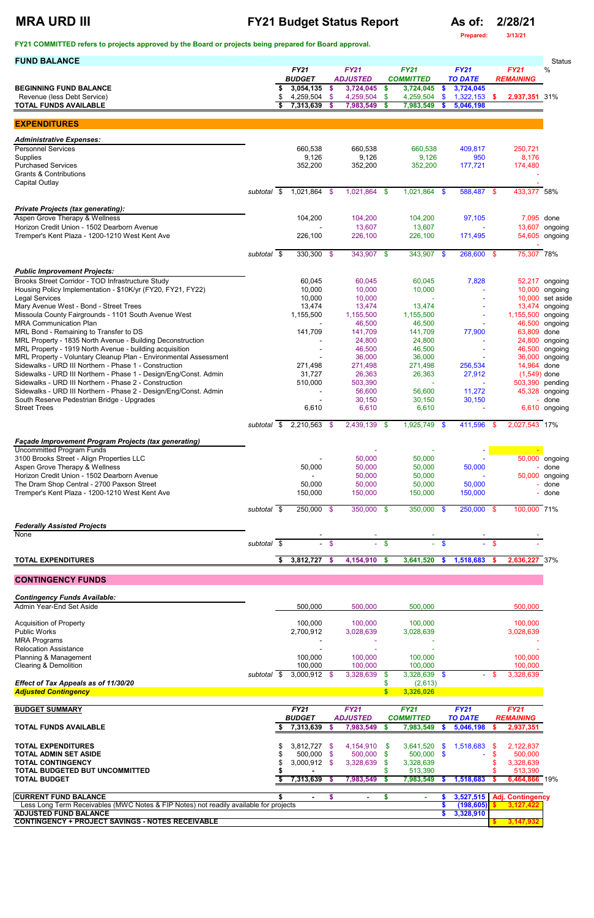# MRA URD III

## FY21 Budget Status Report

**As of: 2/28/21**

Prepared: 3/13/21

**FY21 COMMITTED refers to projects approved by the Board or projects being prepared for Board approval.**

## FUND BALANCE

| | FY21 BUDGET | FY21 ADJUSTED | FY21 COMMITTED | FY21 TO DATE | FY21 REMAINING | Status % |
|---|---|---|---|---|---|---|
| **BEGINNING FUND BALANCE** | $ 3,054,135 | $ 3,724,045 | $ 3,724,045 | $ 3,724,045 | | |
| Revenue (less Debt Service) | $ 4,259,504 | $ 4,259,504 | $ 4,259,504 | $ 1,322,153 | $ 2,937,351 | 31% |
| **TOTAL FUNDS AVAILABLE** | $ 7,313,639 | $ 7,983,549 | $ 7,983,549 | $ 5,046,198 | | |

## EXPENDITURES

| | FY21 BUDGET | FY21 ADJUSTED | FY21 COMMITTED | FY21 TO DATE | FY21 REMAINING | Status % |
|---|---|---|---|---|---|---|
| ***Administrative Expenses:*** | | | | | | |
| Personnel Services | 660,538 | 660,538 | 660,538 | 409,817 | 250,721 | |
| Supplies | 9,126 | 9,126 | 9,126 | 950 | 8,176 | |
| Purchased Services | 352,200 | 352,200 | 352,200 | 177,721 | 174,480 | |
| Grants & Contributions | | | | | - | |
| Capital Outlay | | | | | - | |
| *subtotal* | $ 1,021,864 | $ 1,021,864 | $ 1,021,864 | $ 588,487 | $ 433,377 | 58% |
| ***Private Projects (tax generating):*** | | | | | | |
| Aspen Grove Therapy & Wellness | 104,200 | 104,200 | 104,200 | 97,105 | 7,095 | done |
| Horizon Credit Union - 1502 Dearborn Avenue | - | 13,607 | 13,607 | - | 13,607 | ongoing |
| Tremper's Kent Plaza - 1200-1210 West Kent Ave | 226,100 | 226,100 | 226,100 | 171,495 | 54,605 | ongoing |
| | | | | | - | |
| *subtotal* | $ 330,300 | $ 343,907 | $ 343,907 | $ 268,600 | $ 75,307 | 78% |
| ***Public Improvement Projects:*** | | | | | | |
| Brooks Street Corridor - TOD Infrastructure Study | 60,045 | 60,045 | 60,045 | 7,828 | 52,217 | ongoing |
| Housing Policy Implementation - $10K/yr (FY20, FY21, FY22) | 10,000 | 10,000 | 10,000 | - | 10,000 | ongoing |
| Legal Services | 10,000 | 10,000 | - | - | 10,000 | set aside |
| Mary Avenue West - Bond - Street Trees | 13,474 | 13,474 | 13,474 | - | 13,474 | ongoing |
| Missoula County Fairgrounds - 1101 South Avenue West | 1,155,500 | 1,155,500 | 1,155,500 | - | 1,155,500 | ongoing |
| MRA Communication Plan | - | 46,500 | 46,500 | - | 46,500 | ongoing |
| MRL Bond - Remaining to Transfer to DS | 141,709 | 141,709 | 141,709 | 77,900 | 63,809 | done |
| MRL Property - 1835 North Avenue - Building Deconstruction | - | 24,800 | 24,800 | - | 24,800 | ongoing |
| MRL Property - 1919 North Avenue - building acquisition | - | 46,500 | 46,500 | - | 46,500 | ongoing |
| MRL Property - Voluntary Cleanup Plan - Environmental Assessment | - | 36,000 | 36,000 | - | 36,000 | ongoing |
| Sidewalks - URD III Northern - Phase 1 - Construction | 271,498 | 271,498 | 271,498 | 256,534 | 14,964 | done |
| Sidewalks - URD III Northern - Phase 1 - Design/Eng/Const. Admin | 31,727 | 26,363 | 26,363 | 27,912 | (1,549) | done |
| Sidewalks - URD III Northern - Phase 2 - Construction | 510,000 | 503,390 | - | - | 503,390 | pending |
| Sidewalks - URD III Northern - Phase 2 - Design/Eng/Const. Admin | - | 56,600 | 56,600 | 11,272 | 45,328 | ongoing |
| South Reserve Pedestrian Bridge - Upgrades | - | 30,150 | 30,150 | 30,150 | - | done |
| Street Trees | 6,610 | 6,610 | 6,610 | - | 6,610 | ongoing |
| *subtotal* | $ 2,210,563 | $ 2,439,139 | $ 1,925,749 | $ 411,596 | $ 2,027,543 | 17% |
| ***Façade Improvement Program Projects (tax generating)*** | | | | | | |
| Uncommitted Program Funds | | - | - | - | - | |
| 3100 Brooks Street - Align Properties LLC | - | 50,000 | 50,000 | - | 50,000 | ongoing |
| Aspen Grove Therapy & Wellness | 50,000 | 50,000 | 50,000 | 50,000 | - | done |
| Horizon Credit Union - 1502 Dearborn Avenue | - | 50,000 | 50,000 | - | 50,000 | ongoing |
| The Dram Shop Central - 2700 Paxson Street | 50,000 | 50,000 | 50,000 | 50,000 | - | done |
| Tremper's Kent Plaza - 1200-1210 West Kent Ave | 150,000 | 150,000 | 150,000 | 150,000 | - | done |
| *subtotal* | $ 250,000 | $ 350,000 | $ 350,000 | $ 250,000 | $ 100,000 | 71% |
| ***Federally Assisted Projects*** | | | | | | |
| None | - | - | - | - | - | |
| *subtotal* | $ - | $ - | $ - | $ - | $ - | |
| **TOTAL EXPENDITURES** | $ 3,812,727 | $ 4,154,910 | $ 3,641,520 | $ 1,518,683 | $ 2,636,227 | 37% |

## CONTINGENCY FUNDS

| | FY21 BUDGET | FY21 ADJUSTED | FY21 COMMITTED | FY21 TO DATE | FY21 REMAINING |
|---|---|---|---|---|---|
| ***Contingency Funds Available:*** | | | | | |
| Admin Year-End Set Aside | 500,000 | 500,000 | 500,000 | | 500,000 |
| Acquisition of Property | 100,000 | 100,000 | 100,000 | | 100,000 |
| Public Works | 2,700,912 | 3,028,639 | 3,028,639 | | 3,028,639 |
| MRA Programs | - | - | - | | - |
| Relocation Assistance | - | - | - | | - |
| Planning & Management | 100,000 | 100,000 | 100,000 | | 100,000 |
| Clearing & Demolition | 100,000 | 100,000 | 100,000 | | 100,000 |
| *subtotal* | $ 3,000,912 | $ 3,328,639 | $ 3,328,639 | $ - | $ 3,328,639 |
| ***Effect of Tax Appeals as of 11/30/20*** | | | $ (2,613) | | |
| ***Adjusted Contingency*** | | | $ 3,326,026 | | |

| **BUDGET SUMMARY** | FY21 BUDGET | FY21 ADJUSTED | FY21 COMMITTED | FY21 TO DATE | FY21 REMAINING | |
|---|---|---|---|---|---|---|
| **TOTAL FUNDS AVAILABLE** | $ 7,313,639 | $ 7,983,549 | $ 7,983,549 | $ 5,046,198 | $ 2,937,351 | |
| **TOTAL EXPENDITURES** | $ 3,812,727 | $ 4,154,910 | $ 3,641,520 | $ 1,518,683 | $ 2,122,837 | |
| **TOTAL ADMIN SET ASIDE** | $ 500,000 | $ 500,000 | $ 500,000 | $ - | $ 500,000 | |
| **TOTAL CONTINGENCY** | $ 3,000,912 | $ 3,328,639 | $ 3,328,639 | | $ 3,328,639 | |
| **TOTAL BUDGETED BUT UNCOMMITTED** | $ - | | $ 513,390 | | $ 513,390 | |
| **TOTAL BUDGET** | $ 7,313,639 | $ 7,983,549 | $ 7,983,549 | $ 1,518,683 | $ 6,464,866 | 19% |

| | | | | | |
|---|---|---|---|---|---|
| **CURRENT FUND BALANCE** | $ - | $ - | $ - | $ 3,527,515 | Adj. Contingency |
| Less Long Term Receivables (MWC Notes & FIP Notes) not readily available for projects | | | | $ (198,605) | $ 3,127,422 |
| **ADJUSTED FUND BALANCE** | | | | $ 3,328,910 | |
| **CONTINGENCY + PROJECT SAVINGS - NOTES RECEIVABLE** | | | | | $ 3,147,932 |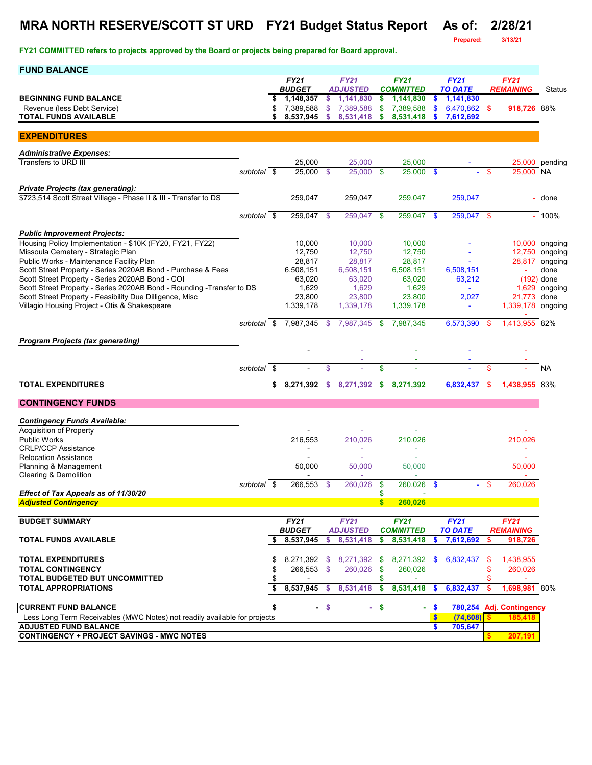# MRA NORTH RESERVE/SCOTT ST URD FY21 Budget Status Report As of: 2/28/21

Prepared: 3/13/21

**FY21 COMMITTED refers to projects approved by the Board or projects being prepared for Board approval.**

## FUND BALANCE

| | | FY21 BUDGET | FY21 ADJUSTED | FY21 COMMITTED | FY21 TO DATE | FY21 REMAINING | Status |
|---|---|---|---|---|---|---|---|
| **BEGINNING FUND BALANCE** | | $ 1,148,357 | $ 1,141,830 | $ 1,141,830 | $ 1,141,830 | | |
| Revenue (less Debt Service) | | $ 7,389,588 | $ 7,389,588 | $ 7,389,588 | $ 6,470,862 | $ 918,726 | 88% |
| **TOTAL FUNDS AVAILABLE** | | $ 8,537,945 | $ 8,531,418 | $ 8,531,418 | $ 7,612,692 | | |

## EXPENDITURES

| | | FY21 BUDGET | FY21 ADJUSTED | FY21 COMMITTED | FY21 TO DATE | FY21 REMAINING | Status |
|---|---|---|---|---|---|---|---|
| ***Administrative Expenses:*** | | | | | | | |
| Transfers to URD III | | 25,000 | 25,000 | 25,000 | - | 25,000 | pending |
| | *subtotal* | $ 25,000 | $ 25,000 | $ 25,000 | $ - | $ 25,000 | NA |
| ***Private Projects (tax generating):*** | | | | | | | |
| $723,514 Scott Street Village - Phase II & III - Transfer to DS | | 259,047 | 259,047 | 259,047 | 259,047 | - | done |
| | *subtotal* | $ 259,047 | $ 259,047 | $ 259,047 | $ 259,047 | $ - | 100% |
| ***Public Improvement Projects:*** | | | | | | | |
| Housing Policy Implementation - $10K (FY20, FY21, FY22) | | 10,000 | 10,000 | 10,000 | - | 10,000 | ongoing |
| Missoula Cemetery - Strategic Plan | | 12,750 | 12,750 | 12,750 | - | 12,750 | ongoing |
| Public Works - Maintenance Facility Plan | | 28,817 | 28,817 | 28,817 | - | 28,817 | ongoing |
| Scott Street Property - Series 2020AB Bond - Purchase & Fees | | 6,508,151 | 6,508,151 | 6,508,151 | 6,508,151 | - | done |
| Scott Street Property - Series 2020AB Bond - COI | | 63,020 | 63,020 | 63,020 | 63,212 | (192) | done |
| Scott Street Property - Series 2020AB Bond - Rounding -Transfer to DS | | 1,629 | 1,629 | 1,629 | - | 1,629 | ongoing |
| Scott Street Property - Feasibility Due Dilligence, Misc | | 23,800 | 23,800 | 23,800 | 2,027 | 21,773 | done |
| Villagio Housing Project - Otis & Shakespeare | | 1,339,178 | 1,339,178 | 1,339,178 | - | 1,339,178 | ongoing |
| | | | | | | - | |
| | *subtotal* | $ 7,987,345 | $ 7,987,345 | $ 7,987,345 | 6,573,390 | $ 1,413,955 | 82% |
| ***Program Projects (tax generating)*** | | | | | | | |
| | | - | - | - | - | - | |
| | | | - | - | - | - | |
| | *subtotal* | $ - | $ - | $ - | - | $ - | NA |
| **TOTAL EXPENDITURES** | | **$ 8,271,392** | **$ 8,271,392** | **$ 8,271,392** | **6,832,437** | **$ 1,438,955** | 83% |

## CONTINGENCY FUNDS

| | | FY21 BUDGET | FY21 ADJUSTED | FY21 COMMITTED | FY21 TO DATE | FY21 REMAINING |
|---|---|---|---|---|---|---|
| ***Contingency Funds Available:*** | | | | | | |
| Acquisition of Property | | - | - | - | | - |
| Public Works | | 216,553 | 210,026 | 210,026 | | 210,026 |
| CRLP/CCP Assistance | | - | - | - | | - |
| Relocation Assistance | | - | - | - | | - |
| Planning & Management | | 50,000 | 50,000 | 50,000 | | 50,000 |
| Clearing & Demolition | | - | - | - | | - |
| | *subtotal* | $ 266,553 | $ 260,026 | $ 260,026 | $ - | $ 260,026 |
| ***Effect of Tax Appeals as of 11/30/20*** | | | | $ - | | |
| ***Adjusted Contingency*** | | | | **$ 260,026** | | |

## BUDGET SUMMARY

| BUDGET SUMMARY | FY21 BUDGET | FY21 ADJUSTED | FY21 COMMITTED | FY21 TO DATE | FY21 REMAINING | |
|---|---|---|---|---|---|---|
| **TOTAL FUNDS AVAILABLE** | $ 8,537,945 | $ 8,531,418 | $ 8,531,418 | $ 7,612,692 | $ 918,726 | |
| **TOTAL EXPENDITURES** | $ 8,271,392 | $ 8,271,392 | $ 8,271,392 | $ 6,832,437 | $ 1,438,955 | |
| **TOTAL CONTINGENCY** | $ 266,553 | $ 260,026 | $ 260,026 | | $ 260,026 | |
| **TOTAL BUDGETED BUT UNCOMMITTED** | $ - | | $ - | | $ - | |
| **TOTAL APPROPRIATIONS** | $ 8,537,945 | $ 8,531,418 | $ 8,531,418 | $ 6,832,437 | $ 1,698,981 | 80% |

| | | | | | |
|---|---|---|---|---|---|
| **CURRENT FUND BALANCE** | $ - | $ - | $ - | $ 780,254 | Adj. Contingency |
| Less Long Term Receivables (MWC Notes) not readily available for projects | | | | $ (74,608) | $ 185,418 |
| **ADJUSTED FUND BALANCE** | | | | $ 705,647 | |
| **CONTINGENCY + PROJECT SAVINGS - MWC NOTES** | | | | | $ 207,191 |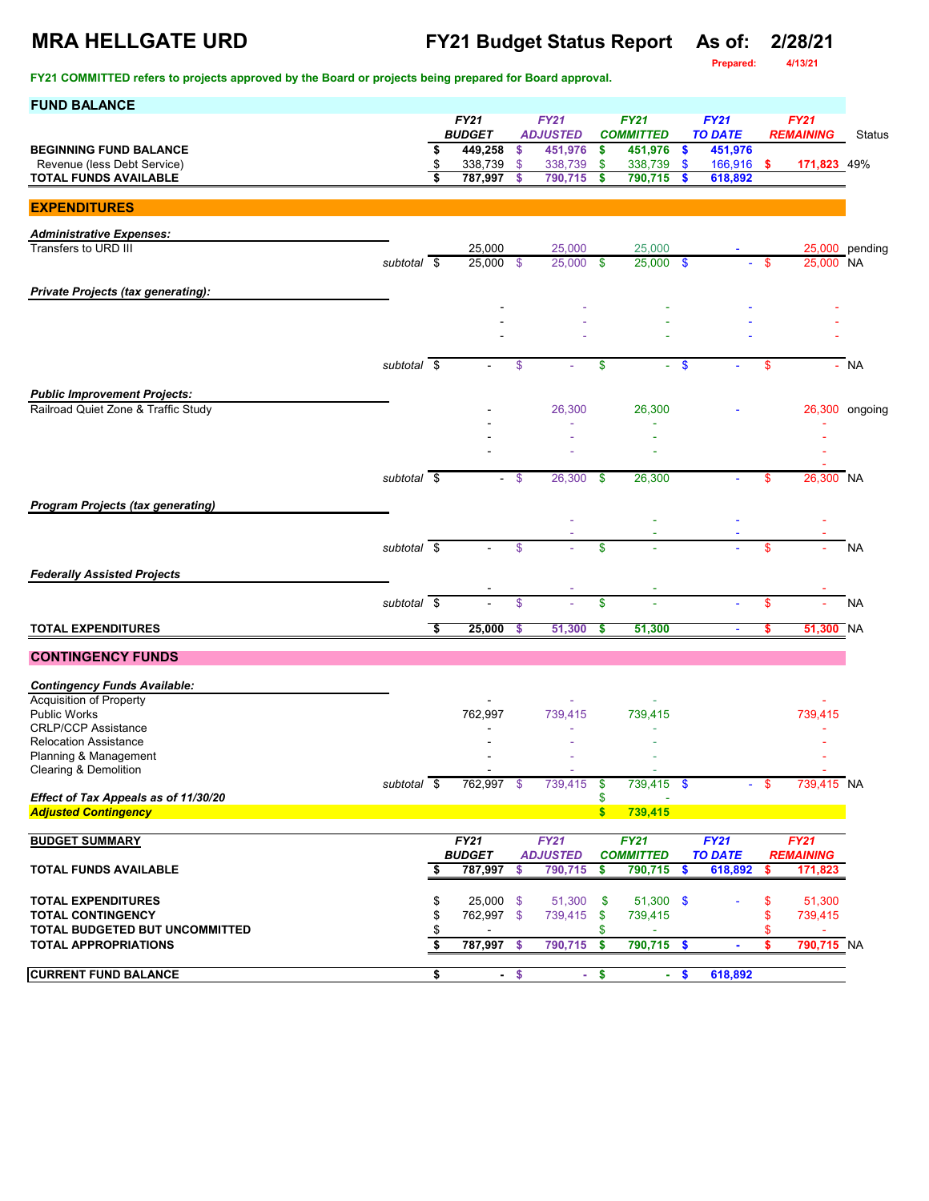# MRA HELLGATE URD

**FY21 Budget Status Report As of: 2/28/21**

Prepared: 4/13/21

**FY21 COMMITTED refers to projects approved by the Board or projects being prepared for Board approval.**

## FUND BALANCE

| | FY21 BUDGET | FY21 ADJUSTED | FY21 COMMITTED | FY21 TO DATE | FY21 REMAINING | Status |
|---|---|---|---|---|---|---|
| **BEGINNING FUND BALANCE** | **$ 449,258** | **$ 451,976** | **$ 451,976** | **$ 451,976** | | |
| Revenue (less Debt Service) | $ 338,739 | $ 338,739 | $ 338,739 | $ 166,916 | **$ 171,823** | 49% |
| **TOTAL FUNDS AVAILABLE** | **$ 787,997** | **$ 790,715** | **$ 790,715** | **$ 618,892** | | |

## EXPENDITURES

| | FY21 BUDGET | FY21 ADJUSTED | FY21 COMMITTED | FY21 TO DATE | FY21 REMAINING | Status |
|---|---|---|---|---|---|---|
| ***Administrative Expenses:*** | | | | | | |
| Transfers to URD III | 25,000 | 25,000 | 25,000 | - | 25,000 | pending |
| *subtotal* | $ 25,000 | $ 25,000 | $ 25,000 | $ - | $ 25,000 | NA |
| ***Private Projects (tax generating):*** | | | | | | |
| | - | - | - | - | - | |
| | - | - | - | - | - | |
| | - | - | - | - | - | |
| *subtotal* | $ - | $ - | $ - | $ - | $ - | NA |
| ***Public Improvement Projects:*** | | | | | | |
| Railroad Quiet Zone & Traffic Study | - | 26,300 | 26,300 | - | 26,300 | ongoing |
| | - | - | - | | - | |
| | - | - | - | | - | |
| | - | - | - | | - | |
| *subtotal* | $ - | $ 26,300 | $ 26,300 | - | $ 26,300 | NA |
| ***Program Projects (tax generating)*** | | | | | | |
| | | - | - | - | - | |
| | | - | - | - | - | |
| *subtotal* | $ - | $ - | $ - | - | $ - | NA |
| ***Federally Assisted Projects*** | | | | | | |
| | - | - | - | | - | |
| *subtotal* | $ - | $ - | $ - | - | $ - | NA |
| **TOTAL EXPENDITURES** | **$ 25,000** | **$ 51,300** | **$ 51,300** | **-** | **$ 51,300** | NA |

## CONTINGENCY FUNDS

| | FY21 BUDGET | FY21 ADJUSTED | FY21 COMMITTED | FY21 TO DATE | FY21 REMAINING | Status |
|---|---|---|---|---|---|---|
| ***Contingency Funds Available:*** | | | | | | |
| Acquisition of Property | - | - | - | | - | |
| Public Works | 762,997 | 739,415 | 739,415 | | 739,415 | |
| CRLP/CCP Assistance | - | - | - | | - | |
| Relocation Assistance | - | - | - | | - | |
| Planning & Management | - | - | - | | - | |
| Clearing & Demolition | - | - | - | | - | |
| *subtotal* | $ 762,997 | $ 739,415 | $ 739,415 | $ - | $ 739,415 | NA |
| ***Effect of Tax Appeals as of 11/30/20*** | | | $ - | | | |
| ***Adjusted Contingency*** | | | **$ 739,415** | | | |

## BUDGET SUMMARY

| | FY21 BUDGET | FY21 ADJUSTED | FY21 COMMITTED | FY21 TO DATE | FY21 REMAINING | |
|---|---|---|---|---|---|---|
| **TOTAL FUNDS AVAILABLE** | **$ 787,997** | **$ 790,715** | **$ 790,715** | **$ 618,892** | **$ 171,823** | |
| **TOTAL EXPENDITURES** | $ 25,000 | $ 51,300 | $ 51,300 | $ - | $ 51,300 | |
| **TOTAL CONTINGENCY** | $ 762,997 | $ 739,415 | $ 739,415 | | $ 739,415 | |
| **TOTAL BUDGETED BUT UNCOMMITTED** | $ - | | $ - | | $ - | |
| **TOTAL APPROPRIATIONS** | **$ 787,997** | **$ 790,715** | **$ 790,715** | **$ -** | **$ 790,715** | NA |
| **CURRENT FUND BALANCE** | **$ -** | **$ -** | **$ -** | **$ 618,892** | | |